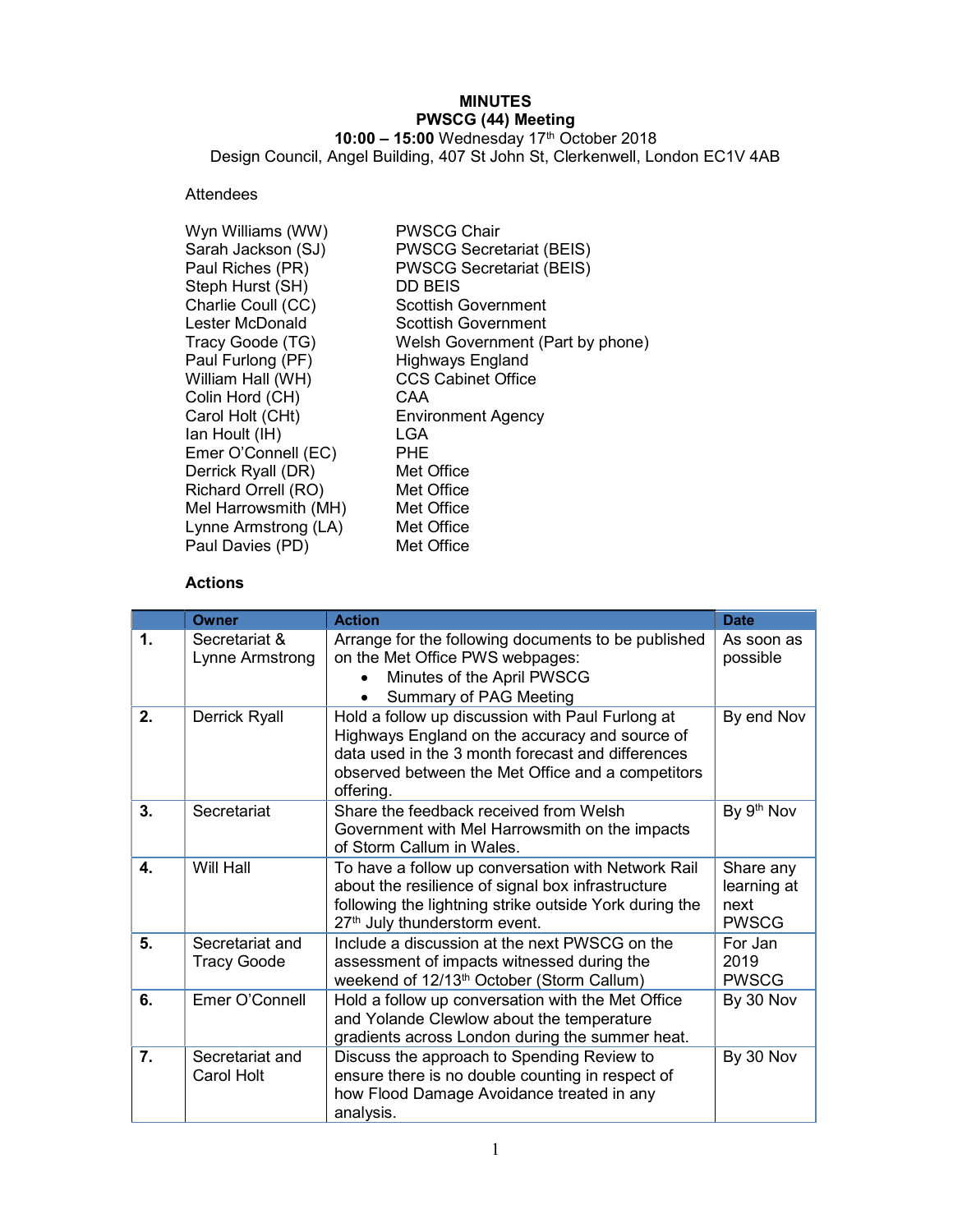**MINUTES**
**PWSCG (44) Meeting**
**10:00 – 15:00** Wednesday 17th October 2018
Design Council, Angel Building, 407 St John St, Clerkenwell, London EC1V 4AB

Attendees

| | |
|---|---|
| Wyn Williams (WW) | PWSCG Chair |
| Sarah Jackson (SJ) | PWSCG Secretariat (BEIS) |
| Paul Riches (PR) | PWSCG Secretariat (BEIS) |
| Steph Hurst (SH) | DD BEIS |
| Charlie Coull (CC) | Scottish Government |
| Lester McDonald | Scottish Government |
| Tracy Goode (TG) | Welsh Government (Part by phone) |
| Paul Furlong (PF) | Highways England |
| William Hall (WH) | CCS Cabinet Office |
| Colin Hord (CH) | CAA |
| Carol Holt (CHt) | Environment Agency |
| Ian Hoult (IH) | LGA |
| Emer O'Connell (EC) | PHE |
| Derrick Ryall (DR) | Met Office |
| Richard Orrell (RO) | Met Office |
| Mel Harrowsmith (MH) | Met Office |
| Lynne Armstrong (LA) | Met Office |
| Paul Davies (PD) | Met Office |

**Actions**

| | Owner | Action | Date |
|---|---|---|---|
| **1.** | Secretariat & Lynne Armstrong | Arrange for the following documents to be published on the Met Office PWS webpages:<br>• Minutes of the April PWSCG<br>• Summary of PAG Meeting | As soon as possible |
| **2.** | Derrick Ryall | Hold a follow up discussion with Paul Furlong at Highways England on the accuracy and source of data used in the 3 month forecast and differences observed between the Met Office and a competitors offering. | By end Nov |
| **3.** | Secretariat | Share the feedback received from Welsh Government with Mel Harrowsmith on the impacts of Storm Callum in Wales. | By 9th Nov |
| **4.** | Will Hall | To have a follow up conversation with Network Rail about the resilience of signal box infrastructure following the lightning strike outside York during the 27th July thunderstorm event. | Share any learning at next PWSCG |
| **5.** | Secretariat and Tracy Goode | Include a discussion at the next PWSCG on the assessment of impacts witnessed during the weekend of 12/13th October (Storm Callum) | For Jan 2019 PWSCG |
| **6.** | Emer O'Connell | Hold a follow up conversation with the Met Office and Yolande Clewlow about the temperature gradients across London during the summer heat. | By 30 Nov |
| **7.** | Secretariat and Carol Holt | Discuss the approach to Spending Review to ensure there is no double counting in respect of how Flood Damage Avoidance treated in any analysis. | By 30 Nov |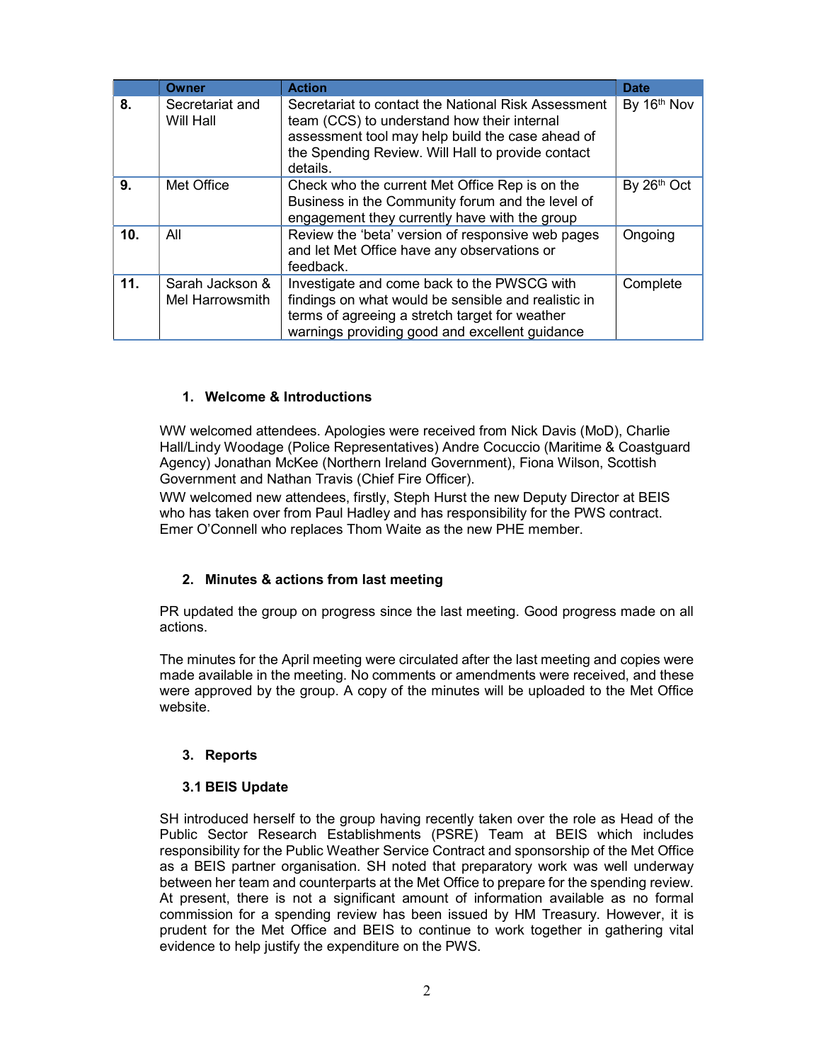|  | Owner | Action | Date |
|---|---|---|---|
| **8.** | Secretariat and Will Hall | Secretariat to contact the National Risk Assessment team (CCS) to understand how their internal assessment tool may help build the case ahead of the Spending Review. Will Hall to provide contact details. | By 16th Nov |
| **9.** | Met Office | Check who the current Met Office Rep is on the Business in the Community forum and the level of engagement they currently have with the group | By 26th Oct |
| **10.** | All | Review the 'beta' version of responsive web pages and let Met Office have any observations or feedback. | Ongoing |
| **11.** | Sarah Jackson & Mel Harrowsmith | Investigate and come back to the PWSCG with findings on what would be sensible and realistic in terms of agreeing a stretch target for weather warnings providing good and excellent guidance | Complete |

## 1. Welcome & Introductions

WW welcomed attendees. Apologies were received from Nick Davis (MoD), Charlie Hall/Lindy Woodage (Police Representatives) Andre Cocuccio (Maritime & Coastguard Agency) Jonathan McKee (Northern Ireland Government), Fiona Wilson, Scottish Government and Nathan Travis (Chief Fire Officer).
WW welcomed new attendees, firstly, Steph Hurst the new Deputy Director at BEIS who has taken over from Paul Hadley and has responsibility for the PWS contract. Emer O'Connell who replaces Thom Waite as the new PHE member.

## 2. Minutes & actions from last meeting

PR updated the group on progress since the last meeting. Good progress made on all actions.

The minutes for the April meeting were circulated after the last meeting and copies were made available in the meeting. No comments or amendments were received, and these were approved by the group. A copy of the minutes will be uploaded to the Met Office website.

## 3. Reports

### 3.1 BEIS Update

SH introduced herself to the group having recently taken over the role as Head of the Public Sector Research Establishments (PSRE) Team at BEIS which includes responsibility for the Public Weather Service Contract and sponsorship of the Met Office as a BEIS partner organisation. SH noted that preparatory work was well underway between her team and counterparts at the Met Office to prepare for the spending review. At present, there is not a significant amount of information available as no formal commission for a spending review has been issued by HM Treasury. However, it is prudent for the Met Office and BEIS to continue to work together in gathering vital evidence to help justify the expenditure on the PWS.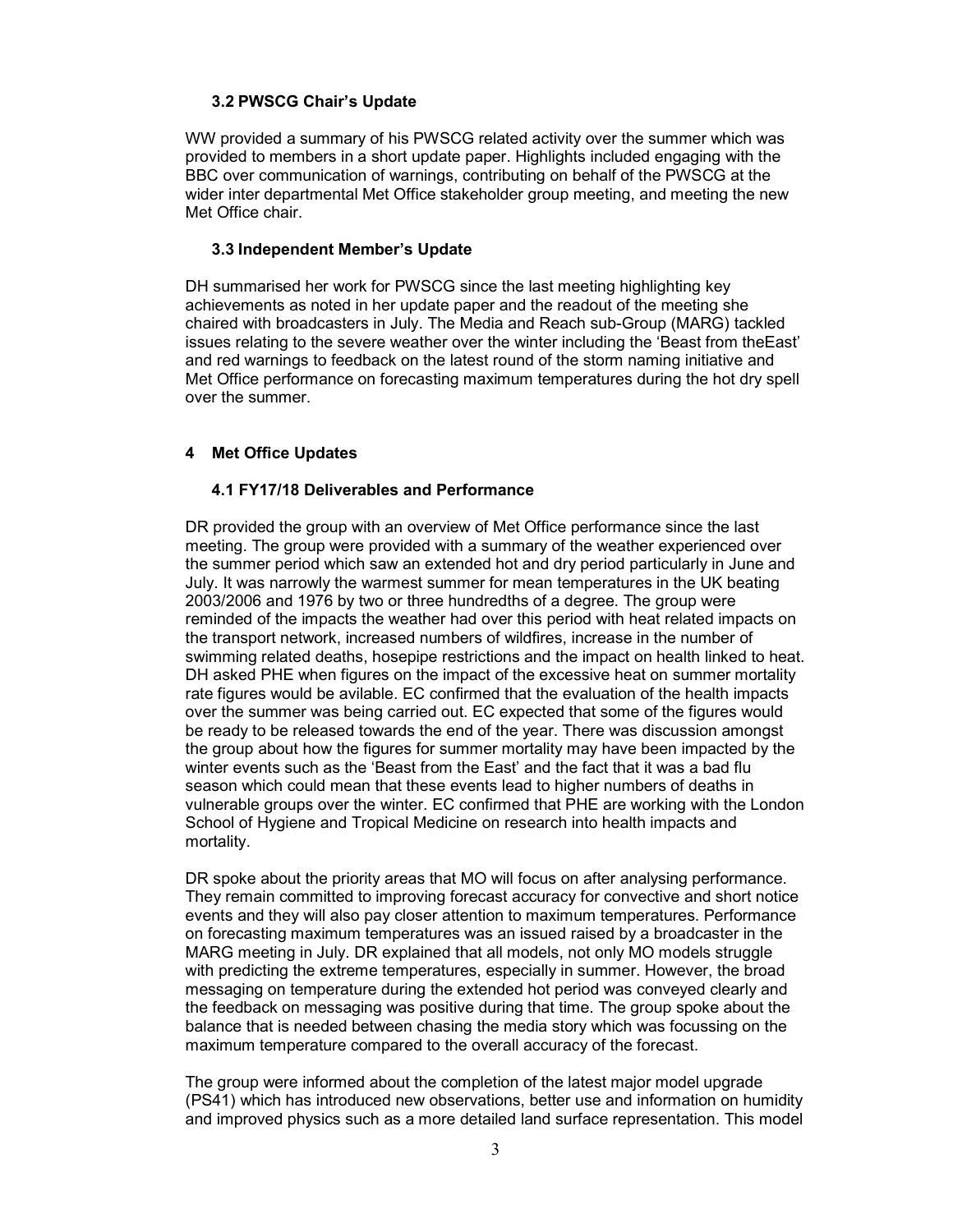### 3.2 PWSCG Chair's Update

WW provided a summary of his PWSCG related activity over the summer which was provided to members in a short update paper. Highlights included engaging with the BBC over communication of warnings, contributing on behalf of the PWSCG at the wider inter departmental Met Office stakeholder group meeting, and meeting the new Met Office chair.

### 3.3 Independent Member's Update

DH summarised her work for PWSCG since the last meeting highlighting key achievements as noted in her update paper and the readout of the meeting she chaired with broadcasters in July. The Media and Reach sub-Group (MARG) tackled issues relating to the severe weather over the winter including the 'Beast from theEast' and red warnings to feedback on the latest round of the storm naming initiative and Met Office performance on forecasting maximum temperatures during the hot dry spell over the summer.

## 4 Met Office Updates

### 4.1 FY17/18 Deliverables and Performance

DR provided the group with an overview of Met Office performance since the last meeting. The group were provided with a summary of the weather experienced over the summer period which saw an extended hot and dry period particularly in June and July. It was narrowly the warmest summer for mean temperatures in the UK beating 2003/2006 and 1976 by two or three hundredths of a degree. The group were reminded of the impacts the weather had over this period with heat related impacts on the transport network, increased numbers of wildfires, increase in the number of swimming related deaths, hosepipe restrictions and the impact on health linked to heat. DH asked PHE when figures on the impact of the excessive heat on summer mortality rate figures would be avilable. EC confirmed that the evaluation of the health impacts over the summer was being carried out. EC expected that some of the figures would be ready to be released towards the end of the year. There was discussion amongst the group about how the figures for summer mortality may have been impacted by the winter events such as the 'Beast from the East' and the fact that it was a bad flu season which could mean that these events lead to higher numbers of deaths in vulnerable groups over the winter. EC confirmed that PHE are working with the London School of Hygiene and Tropical Medicine on research into health impacts and mortality.

DR spoke about the priority areas that MO will focus on after analysing performance. They remain committed to improving forecast accuracy for convective and short notice events and they will also pay closer attention to maximum temperatures. Performance on forecasting maximum temperatures was an issued raised by a broadcaster in the MARG meeting in July. DR explained that all models, not only MO models struggle with predicting the extreme temperatures, especially in summer. However, the broad messaging on temperature during the extended hot period was conveyed clearly and the feedback on messaging was positive during that time. The group spoke about the balance that is needed between chasing the media story which was focussing on the maximum temperature compared to the overall accuracy of the forecast.

The group were informed about the completion of the latest major model upgrade (PS41) which has introduced new observations, better use and information on humidity and improved physics such as a more detailed land surface representation. This model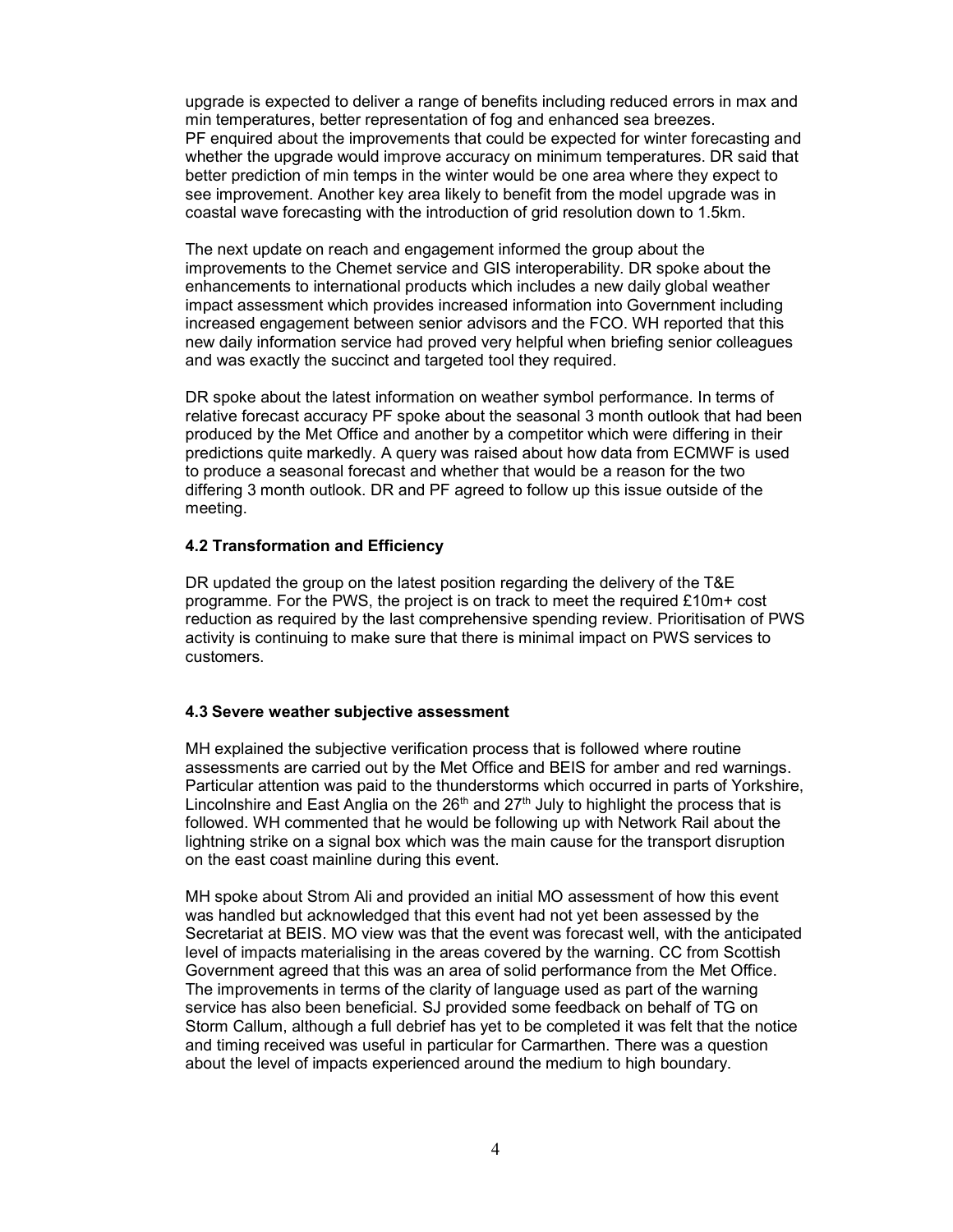upgrade is expected to deliver a range of benefits including reduced errors in max and min temperatures, better representation of fog and enhanced sea breezes. PF enquired about the improvements that could be expected for winter forecasting and whether the upgrade would improve accuracy on minimum temperatures. DR said that better prediction of min temps in the winter would be one area where they expect to see improvement. Another key area likely to benefit from the model upgrade was in coastal wave forecasting with the introduction of grid resolution down to 1.5km.

The next update on reach and engagement informed the group about the improvements to the Chemet service and GIS interoperability. DR spoke about the enhancements to international products which includes a new daily global weather impact assessment which provides increased information into Government including increased engagement between senior advisors and the FCO. WH reported that this new daily information service had proved very helpful when briefing senior colleagues and was exactly the succinct and targeted tool they required.

DR spoke about the latest information on weather symbol performance. In terms of relative forecast accuracy PF spoke about the seasonal 3 month outlook that had been produced by the Met Office and another by a competitor which were differing in their predictions quite markedly. A query was raised about how data from ECMWF is used to produce a seasonal forecast and whether that would be a reason for the two differing 3 month outlook. DR and PF agreed to follow up this issue outside of the meeting.

### 4.2 Transformation and Efficiency

DR updated the group on the latest position regarding the delivery of the T&E programme. For the PWS, the project is on track to meet the required £10m+ cost reduction as required by the last comprehensive spending review. Prioritisation of PWS activity is continuing to make sure that there is minimal impact on PWS services to customers.

### 4.3 Severe weather subjective assessment

MH explained the subjective verification process that is followed where routine assessments are carried out by the Met Office and BEIS for amber and red warnings. Particular attention was paid to the thunderstorms which occurred in parts of Yorkshire, Lincolnshire and East Anglia on the 26th and 27th July to highlight the process that is followed. WH commented that he would be following up with Network Rail about the lightning strike on a signal box which was the main cause for the transport disruption on the east coast mainline during this event.

MH spoke about Strom Ali and provided an initial MO assessment of how this event was handled but acknowledged that this event had not yet been assessed by the Secretariat at BEIS. MO view was that the event was forecast well, with the anticipated level of impacts materialising in the areas covered by the warning. CC from Scottish Government agreed that this was an area of solid performance from the Met Office. The improvements in terms of the clarity of language used as part of the warning service has also been beneficial. SJ provided some feedback on behalf of TG on Storm Callum, although a full debrief has yet to be completed it was felt that the notice and timing received was useful in particular for Carmarthen. There was a question about the level of impacts experienced around the medium to high boundary.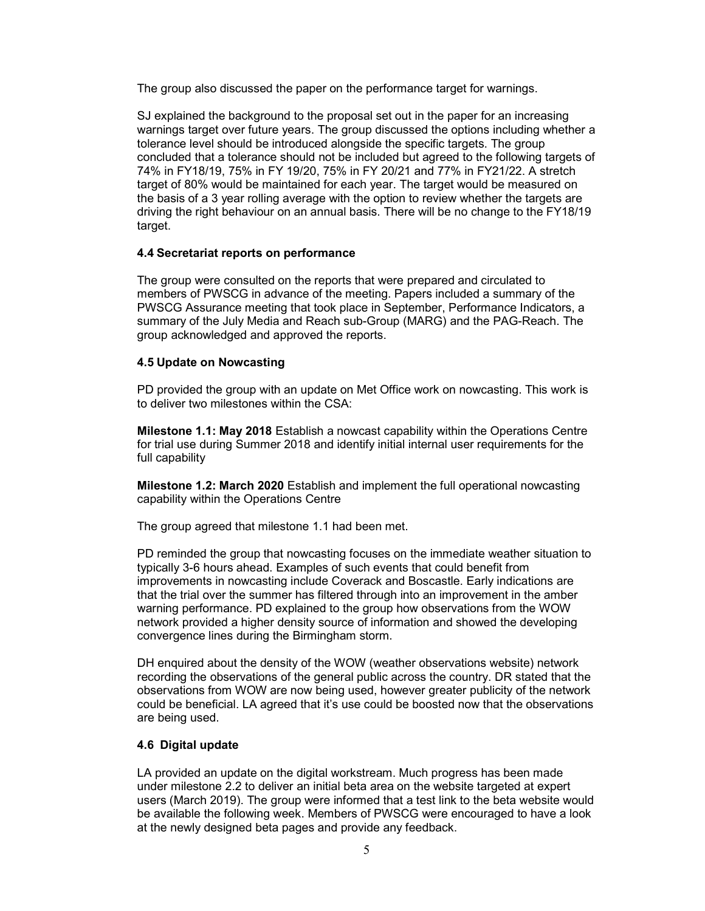The group also discussed the paper on the performance target for warnings.

SJ explained the background to the proposal set out in the paper for an increasing warnings target over future years. The group discussed the options including whether a tolerance level should be introduced alongside the specific targets. The group concluded that a tolerance should not be included but agreed to the following targets of 74% in FY18/19, 75% in FY 19/20, 75% in FY 20/21 and 77% in FY21/22. A stretch target of 80% would be maintained for each year. The target would be measured on the basis of a 3 year rolling average with the option to review whether the targets are driving the right behaviour on an annual basis. There will be no change to the FY18/19 target.

### 4.4 Secretariat reports on performance

The group were consulted on the reports that were prepared and circulated to members of PWSCG in advance of the meeting. Papers included a summary of the PWSCG Assurance meeting that took place in September, Performance Indicators, a summary of the July Media and Reach sub-Group (MARG) and the PAG-Reach. The group acknowledged and approved the reports.

### 4.5 Update on Nowcasting

PD provided the group with an update on Met Office work on nowcasting. This work is to deliver two milestones within the CSA:

**Milestone 1.1: May 2018** Establish a nowcast capability within the Operations Centre for trial use during Summer 2018 and identify initial internal user requirements for the full capability

**Milestone 1.2: March 2020** Establish and implement the full operational nowcasting capability within the Operations Centre

The group agreed that milestone 1.1 had been met.

PD reminded the group that nowcasting focuses on the immediate weather situation to typically 3-6 hours ahead. Examples of such events that could benefit from improvements in nowcasting include Coverack and Boscastle. Early indications are that the trial over the summer has filtered through into an improvement in the amber warning performance. PD explained to the group how observations from the WOW network provided a higher density source of information and showed the developing convergence lines during the Birmingham storm.

DH enquired about the density of the WOW (weather observations website) network recording the observations of the general public across the country. DR stated that the observations from WOW are now being used, however greater publicity of the network could be beneficial. LA agreed that it's use could be boosted now that the observations are being used.

### 4.6 Digital update

LA provided an update on the digital workstream. Much progress has been made under milestone 2.2 to deliver an initial beta area on the website targeted at expert users (March 2019). The group were informed that a test link to the beta website would be available the following week. Members of PWSCG were encouraged to have a look at the newly designed beta pages and provide any feedback.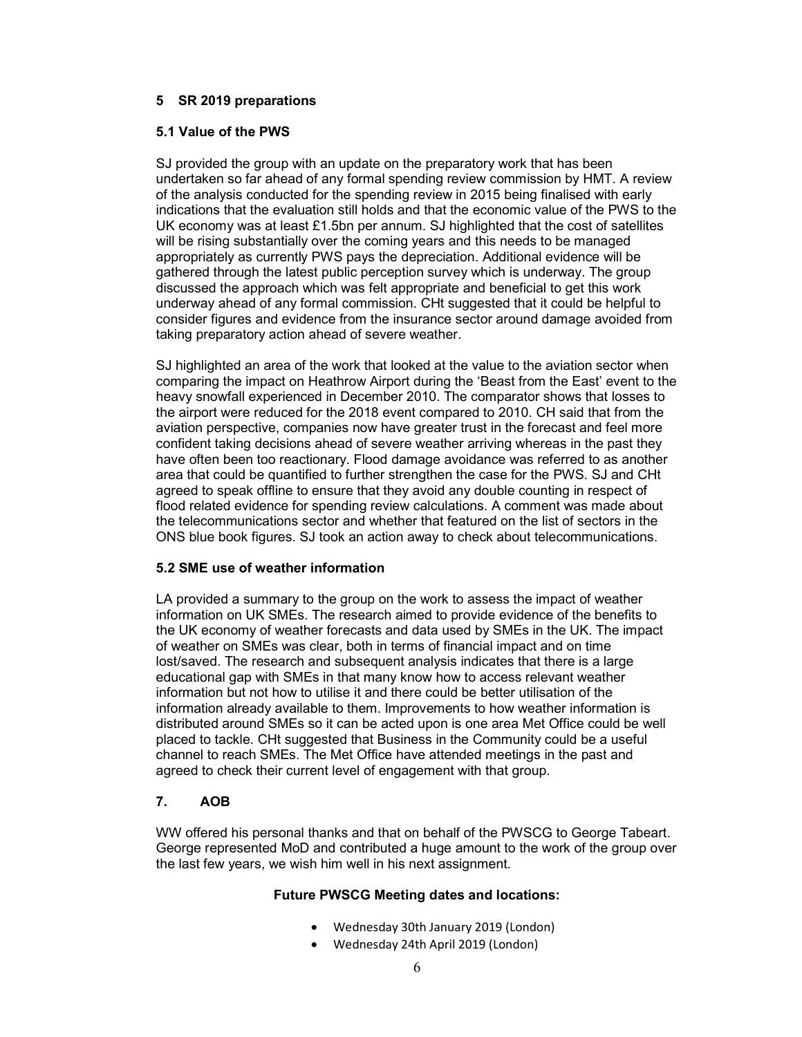## 5 SR 2019 preparations

### 5.1 Value of the PWS

SJ provided the group with an update on the preparatory work that has been undertaken so far ahead of any formal spending review commission by HMT. A review of the analysis conducted for the spending review in 2015 being finalised with early indications that the evaluation still holds and that the economic value of the PWS to the UK economy was at least £1.5bn per annum. SJ highlighted that the cost of satellites will be rising substantially over the coming years and this needs to be managed appropriately as currently PWS pays the depreciation. Additional evidence will be gathered through the latest public perception survey which is underway. The group discussed the approach which was felt appropriate and beneficial to get this work underway ahead of any formal commission. CHt suggested that it could be helpful to consider figures and evidence from the insurance sector around damage avoided from taking preparatory action ahead of severe weather.

SJ highlighted an area of the work that looked at the value to the aviation sector when comparing the impact on Heathrow Airport during the 'Beast from the East' event to the heavy snowfall experienced in December 2010. The comparator shows that losses to the airport were reduced for the 2018 event compared to 2010. CH said that from the aviation perspective, companies now have greater trust in the forecast and feel more confident taking decisions ahead of severe weather arriving whereas in the past they have often been too reactionary. Flood damage avoidance was referred to as another area that could be quantified to further strengthen the case for the PWS. SJ and CHt agreed to speak offline to ensure that they avoid any double counting in respect of flood related evidence for spending review calculations. A comment was made about the telecommunications sector and whether that featured on the list of sectors in the ONS blue book figures. SJ took an action away to check about telecommunications.

### 5.2 SME use of weather information

LA provided a summary to the group on the work to assess the impact of weather information on UK SMEs. The research aimed to provide evidence of the benefits to the UK economy of weather forecasts and data used by SMEs in the UK. The impact of weather on SMEs was clear, both in terms of financial impact and on time lost/saved. The research and subsequent analysis indicates that there is a large educational gap with SMEs in that many know how to access relevant weather information but not how to utilise it and there could be better utilisation of the information already available to them. Improvements to how weather information is distributed around SMEs so it can be acted upon is one area Met Office could be well placed to tackle. CHt suggested that Business in the Community could be a useful channel to reach SMEs. The Met Office have attended meetings in the past and agreed to check their current level of engagement with that group.

## 7. AOB

WW offered his personal thanks and that on behalf of the PWSCG to George Tabeart. George represented MoD and contributed a huge amount to the work of the group over the last few years, we wish him well in his next assignment.

**Future PWSCG Meeting dates and locations:**

- Wednesday 30th January 2019 (London)
- Wednesday 24th April 2019 (London)